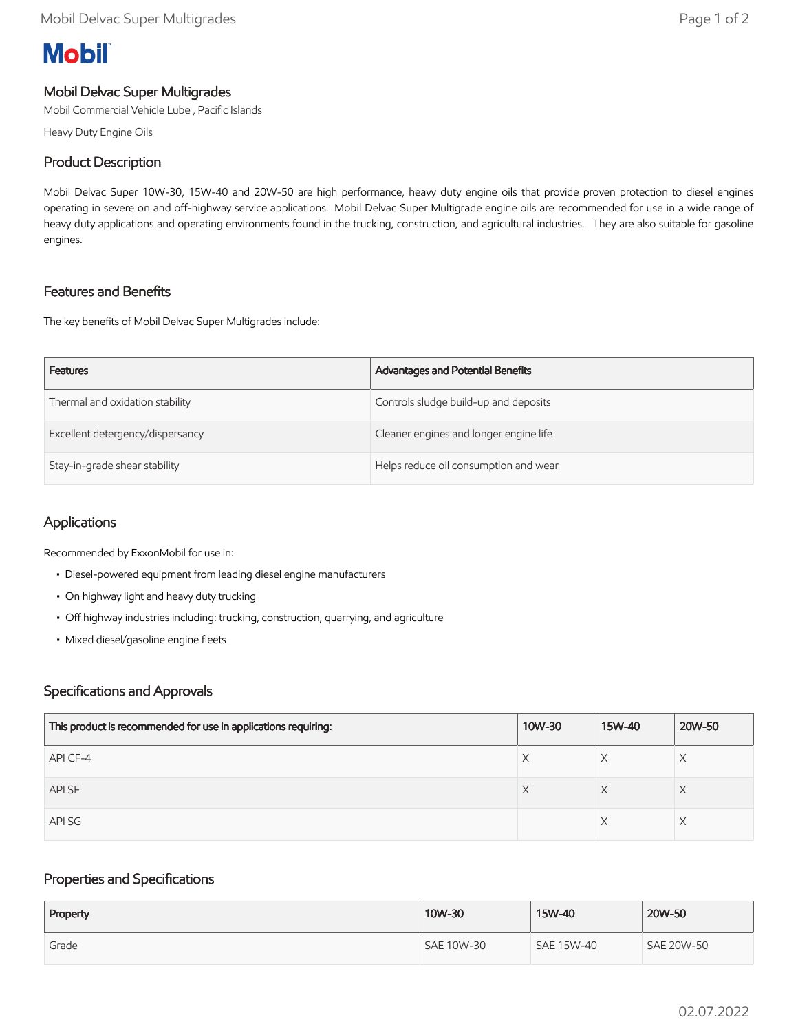# Mobil Delvac Super Multigrades

Mobil Commercial Vehicle Lube , Pacific Islands

Heavy Duty Engine Oils

## Product Description

Mobil Delvac Super 10W-30, 15W-40 and 20W-50 are high performance, heavy duty engine oils that provide proven protection to diesel engines operating in severe on and off-highway service applications. Mobil Delvac Super Multigrade engine oils are recommended for use in a wide range of heavy duty applications and operating environments found in the trucking, construction, and agricultural industries. They are also suitable for gasoline engines.

## Features and Benefits

The key benefits of Mobil Delvac Super Multigrades include:

| Features | Advantages and Potential Benefits |
| --- | --- |
| Thermal and oxidation stability | Controls sludge build-up and deposits |
| Excellent detergency/dispersancy | Cleaner engines and longer engine life |
| Stay-in-grade shear stability | Helps reduce oil consumption and wear |

## Applications

Recommended by ExxonMobil for use in:

- Diesel-powered equipment from leading diesel engine manufacturers
- On highway light and heavy duty trucking
- Off highway industries including: trucking, construction, quarrying, and agriculture
- Mixed diesel/gasoline engine fleets

## Specifications and Approvals

| This product is recommended for use in applications requiring: | 10W-30 | 15W-40 | 20W-50 |
| --- | --- | --- | --- |
| API CF-4 | X | X | X |
| API SF | X | X | X |
| API SG | | X | X |

## Properties and Specifications

| Property | 10W-30 | 15W-40 | 20W-50 |
| --- | --- | --- | --- |
| Grade | SAE 10W-30 | SAE 15W-40 | SAE 20W-50 |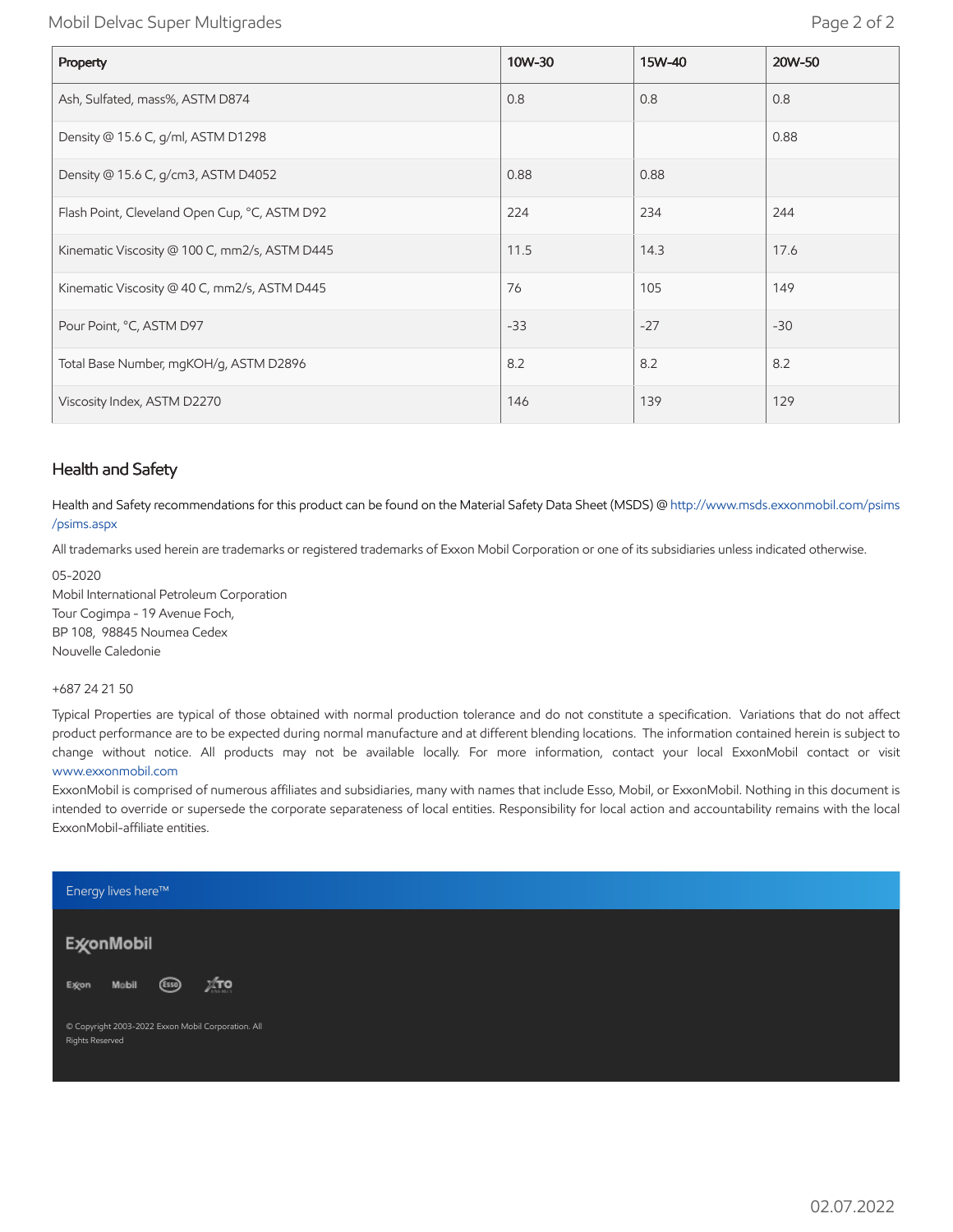| Property | 10W-30 | 15W-40 | 20W-50 |
| --- | --- | --- | --- |
| Ash, Sulfated, mass%, ASTM D874 | 0.8 | 0.8 | 0.8 |
| Density @ 15.6 C, g/ml, ASTM D1298 | | | 0.88 |
| Density @ 15.6 C, g/cm3, ASTM D4052 | 0.88 | 0.88 | |
| Flash Point, Cleveland Open Cup, °C, ASTM D92 | 224 | 234 | 244 |
| Kinematic Viscosity @ 100 C, mm2/s, ASTM D445 | 11.5 | 14.3 | 17.6 |
| Kinematic Viscosity @ 40 C, mm2/s, ASTM D445 | 76 | 105 | 149 |
| Pour Point, °C, ASTM D97 | -33 | -27 | -30 |
| Total Base Number, mgKOH/g, ASTM D2896 | 8.2 | 8.2 | 8.2 |
| Viscosity Index, ASTM D2270 | 146 | 139 | 129 |

## Health and Safety

Health and Safety recommendations for this product can be found on the Material Safety Data Sheet (MSDS) @ http://www.msds.exxonmobil.com/psims/psims.aspx

All trademarks used herein are trademarks or registered trademarks of Exxon Mobil Corporation or one of its subsidiaries unless indicated otherwise.

05-2020
Mobil International Petroleum Corporation
Tour Cogimpa - 19 Avenue Foch,
BP 108, 98845 Noumea Cedex
Nouvelle Caledonie

+687 24 21 50

Typical Properties are typical of those obtained with normal production tolerance and do not constitute a specification. Variations that do not affect product performance are to be expected during normal manufacture and at different blending locations. The information contained herein is subject to change without notice. All products may not be available locally. For more information, contact your local ExxonMobil contact or visit www.exxonmobil.com

ExxonMobil is comprised of numerous affiliates and subsidiaries, many with names that include Esso, Mobil, or ExxonMobil. Nothing in this document is intended to override or supersede the corporate separateness of local entities. Responsibility for local action and accountability remains with the local ExxonMobil-affiliate entities.

Energy lives here™

© Copyright 2003-2022 Exxon Mobil Corporation. All Rights Reserved